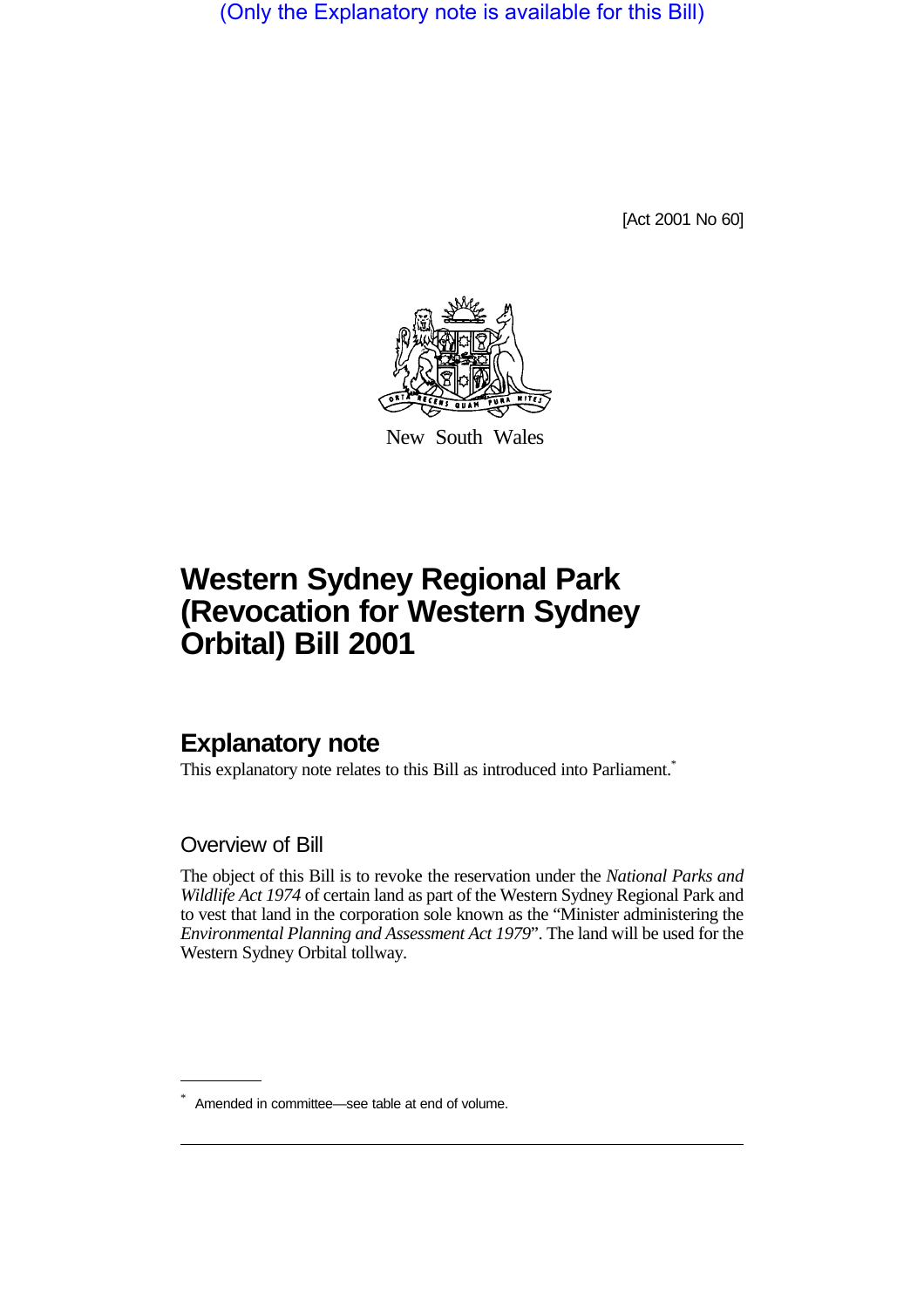(Only the Explanatory note is available for this Bill)

[Act 2001 No 60]

New South Wales

# Western Sydney Regional Park (Revocation for Western Sydney Orbital) Bill 2001

## Explanatory note

This explanatory note relates to this Bill as introduced into Parliament.*

### Overview of Bill

The object of this Bill is to revoke the reservation under the *National Parks and Wildlife Act 1974* of certain land as part of the Western Sydney Regional Park and to vest that land in the corporation sole known as the "Minister administering the *Environmental Planning and Assessment Act 1979*". The land will be used for the Western Sydney Orbital tollway.

* Amended in committee—see table at end of volume.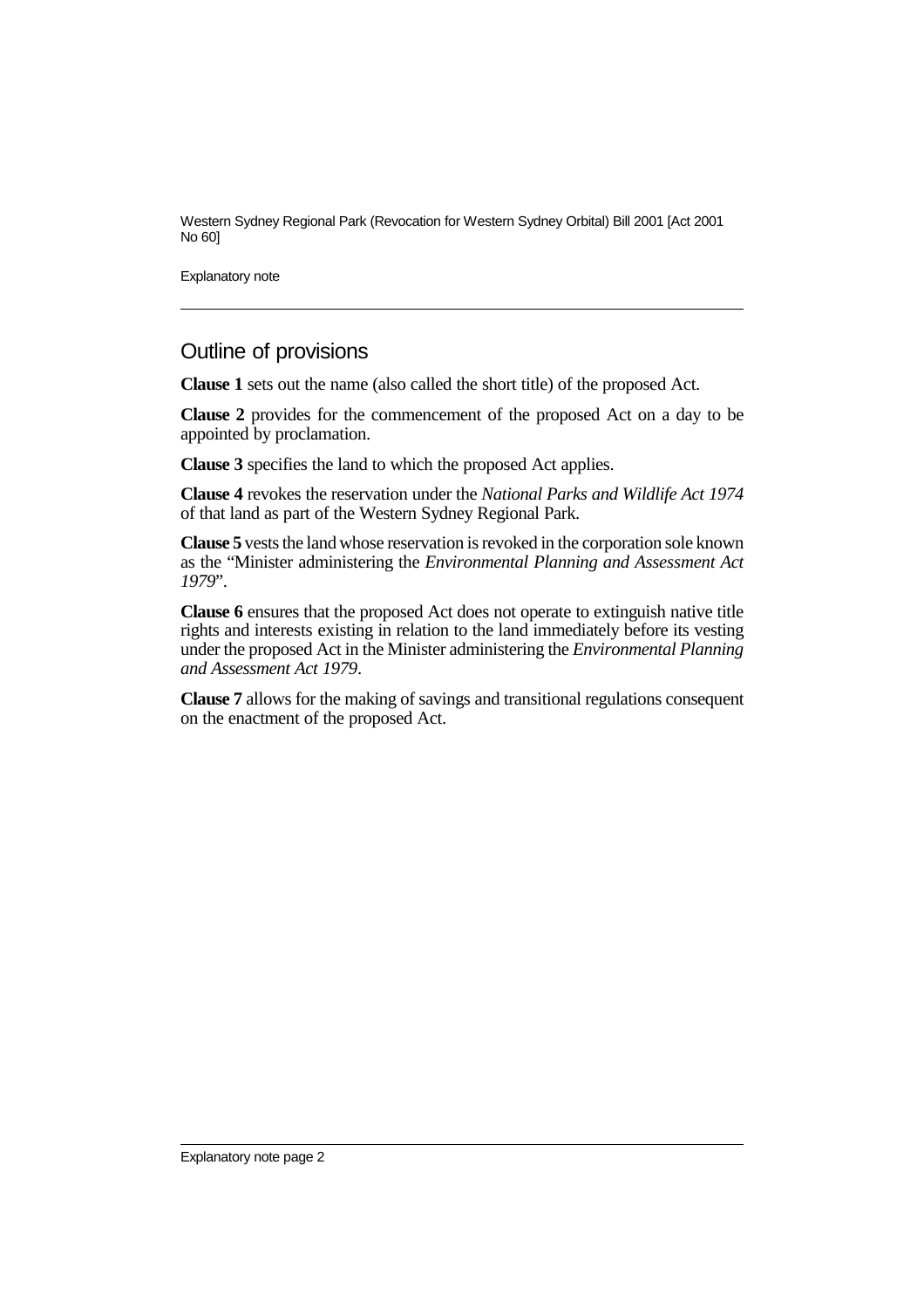## Outline of provisions

**Clause 1** sets out the name (also called the short title) of the proposed Act.

**Clause 2** provides for the commencement of the proposed Act on a day to be appointed by proclamation.

**Clause 3** specifies the land to which the proposed Act applies.

**Clause 4** revokes the reservation under the *National Parks and Wildlife Act 1974* of that land as part of the Western Sydney Regional Park.

**Clause 5** vests the land whose reservation is revoked in the corporation sole known as the "Minister administering the *Environmental Planning and Assessment Act 1979*".

**Clause 6** ensures that the proposed Act does not operate to extinguish native title rights and interests existing in relation to the land immediately before its vesting under the proposed Act in the Minister administering the *Environmental Planning and Assessment Act 1979*.

**Clause 7** allows for the making of savings and transitional regulations consequent on the enactment of the proposed Act.